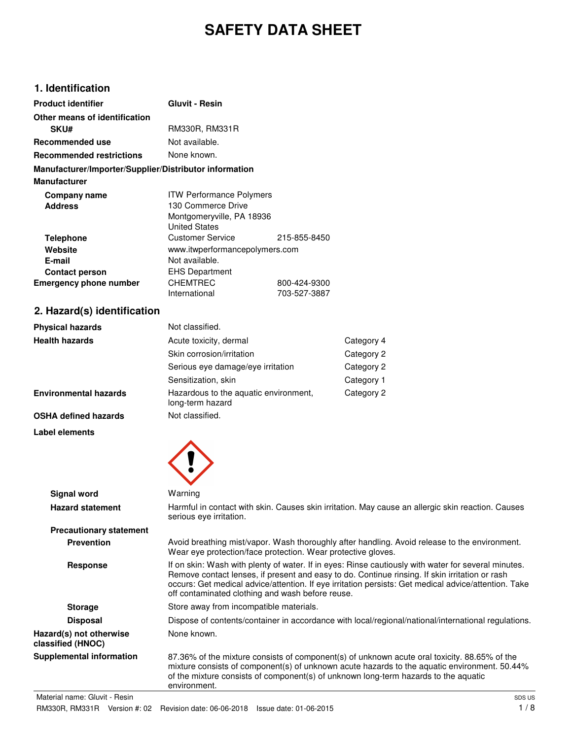# SAFETY DATA SHEET

## 1. Identification

| | | |
|---|---|---|
| **Product identifier** | **Gluvit - Resin** | |
| **Other means of identification** | | |
| **SKU#** | RM330R, RM331R | |
| **Recommended use** | Not available. | |
| **Recommended restrictions** | None known. | |

**Manufacturer/Importer/Supplier/Distributor information**

**Manufacturer**

| | | |
|---|---|---|
| **Company name** | ITW Performance Polymers | |
| **Address** | 130 Commerce Drive<br>Montgomeryville, PA 18936<br>United States | |
| **Telephone** | Customer Service | 215-855-8450 |
| **Website** | www.itwperformancepolymers.com | |
| **E-mail** | Not available. | |
| **Contact person** | EHS Department | |
| **Emergency phone number** | CHEMTREC | 800-424-9300 |
| | International | 703-527-3887 |

## 2. Hazard(s) identification

| | | |
|---|---|---|
| **Physical hazards** | Not classified. | |
| **Health hazards** | Acute toxicity, dermal | Category 4 |
| | Skin corrosion/irritation | Category 2 |
| | Serious eye damage/eye irritation | Category 2 |
| | Sensitization, skin | Category 1 |
| **Environmental hazards** | Hazardous to the aquatic environment, long-term hazard | Category 2 |
| **OSHA defined hazards** | Not classified. | |

**Label elements**

**Signal word** Warning

**Hazard statement** Harmful in contact with skin. Causes skin irritation. May cause an allergic skin reaction. Causes serious eye irritation.

**Precautionary statement**

**Prevention** Avoid breathing mist/vapor. Wash thoroughly after handling. Avoid release to the environment. Wear eye protection/face protection. Wear protective gloves.

**Response** If on skin: Wash with plenty of water. If in eyes: Rinse cautiously with water for several minutes. Remove contact lenses, if present and easy to do. Continue rinsing. If skin irritation or rash occurs: Get medical advice/attention. If eye irritation persists: Get medical advice/attention. Take off contaminated clothing and wash before reuse.

**Storage** Store away from incompatible materials.

**Disposal** Dispose of contents/container in accordance with local/regional/national/international regulations.

**Hazard(s) not otherwise classified (HNOC)** None known.

**Supplemental information** 87.36% of the mixture consists of component(s) of unknown acute oral toxicity. 88.65% of the mixture consists of component(s) of unknown acute hazards to the aquatic environment. 50.44% of the mixture consists of component(s) of unknown long-term hazards to the aquatic environment.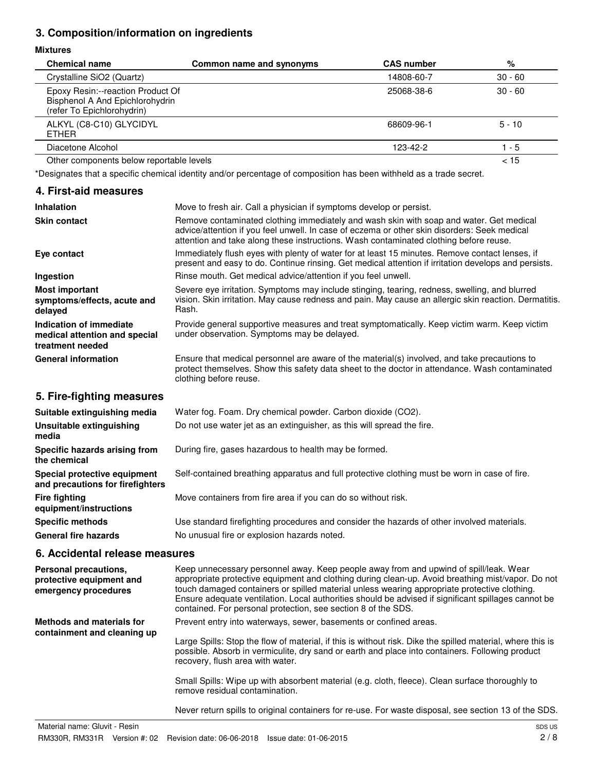## 3. Composition/information on ingredients

**Mixtures**

| Chemical name | Common name and synonyms | CAS number | % |
|---|---|---|---|
| Crystalline $SiO_2$ (Quartz) | | 14808-60-7 | 30 - 60 |
| Epoxy Resin:--reaction Product Of Bisphenol A And Epichlorohydrin (refer To Epichlorohydrin) | | 25068-38-6 | 30 - 60 |
| ALKYL (C8-C10) GLYCIDYL ETHER | | 68609-96-1 | 5 - 10 |
| Diacetone Alcohol | | 123-42-2 | 1 - 5 |
| Other components below reportable levels | | | < 15 |

*Designates that a specific chemical identity and/or percentage of composition has been withheld as a trade secret.

## 4. First-aid measures

**Inhalation**
Move to fresh air. Call a physician if symptoms develop or persist.

**Skin contact**
Remove contaminated clothing immediately and wash skin with soap and water. Get medical advice/attention if you feel unwell. In case of eczema or other skin disorders: Seek medical attention and take along these instructions. Wash contaminated clothing before reuse.

**Eye contact**
Immediately flush eyes with plenty of water for at least 15 minutes. Remove contact lenses, if present and easy to do. Continue rinsing. Get medical attention if irritation develops and persists.

**Ingestion**
Rinse mouth. Get medical advice/attention if you feel unwell.

**Most important symptoms/effects, acute and delayed**
Severe eye irritation. Symptoms may include stinging, tearing, redness, swelling, and blurred vision. Skin irritation. May cause redness and pain. May cause an allergic skin reaction. Dermatitis. Rash.

**Indication of immediate medical attention and special treatment needed**
Provide general supportive measures and treat symptomatically. Keep victim warm. Keep victim under observation. Symptoms may be delayed.

**General information**
Ensure that medical personnel are aware of the material(s) involved, and take precautions to protect themselves. Show this safety data sheet to the doctor in attendance. Wash contaminated clothing before reuse.

## 5. Fire-fighting measures

**Suitable extinguishing media**
Water fog. Foam. Dry chemical powder. Carbon dioxide ($CO_2$).

**Unsuitable extinguishing media**
Do not use water jet as an extinguisher, as this will spread the fire.

**Specific hazards arising from the chemical**
During fire, gases hazardous to health may be formed.

**Special protective equipment and precautions for firefighters**
Self-contained breathing apparatus and full protective clothing must be worn in case of fire.

**Fire fighting equipment/instructions**
Move containers from fire area if you can do so without risk.

**Specific methods**
Use standard firefighting procedures and consider the hazards of other involved materials.

**General fire hazards**
No unusual fire or explosion hazards noted.

## 6. Accidental release measures

**Personal precautions, protective equipment and emergency procedures**
Keep unnecessary personnel away. Keep people away from and upwind of spill/leak. Wear appropriate protective equipment and clothing during clean-up. Avoid breathing mist/vapor. Do not touch damaged containers or spilled material unless wearing appropriate protective clothing. Ensure adequate ventilation. Local authorities should be advised if significant spillages cannot be contained. For personal protection, see section 8 of the SDS.

**Methods and materials for containment and cleaning up**
Prevent entry into waterways, sewer, basements or confined areas.

Large Spills: Stop the flow of material, if this is without risk. Dike the spilled material, where this is possible. Absorb in vermiculite, dry sand or earth and place into containers. Following product recovery, flush area with water.

Small Spills: Wipe up with absorbent material (e.g. cloth, fleece). Clean surface thoroughly to remove residual contamination.

Never return spills to original containers for re-use. For waste disposal, see section 13 of the SDS.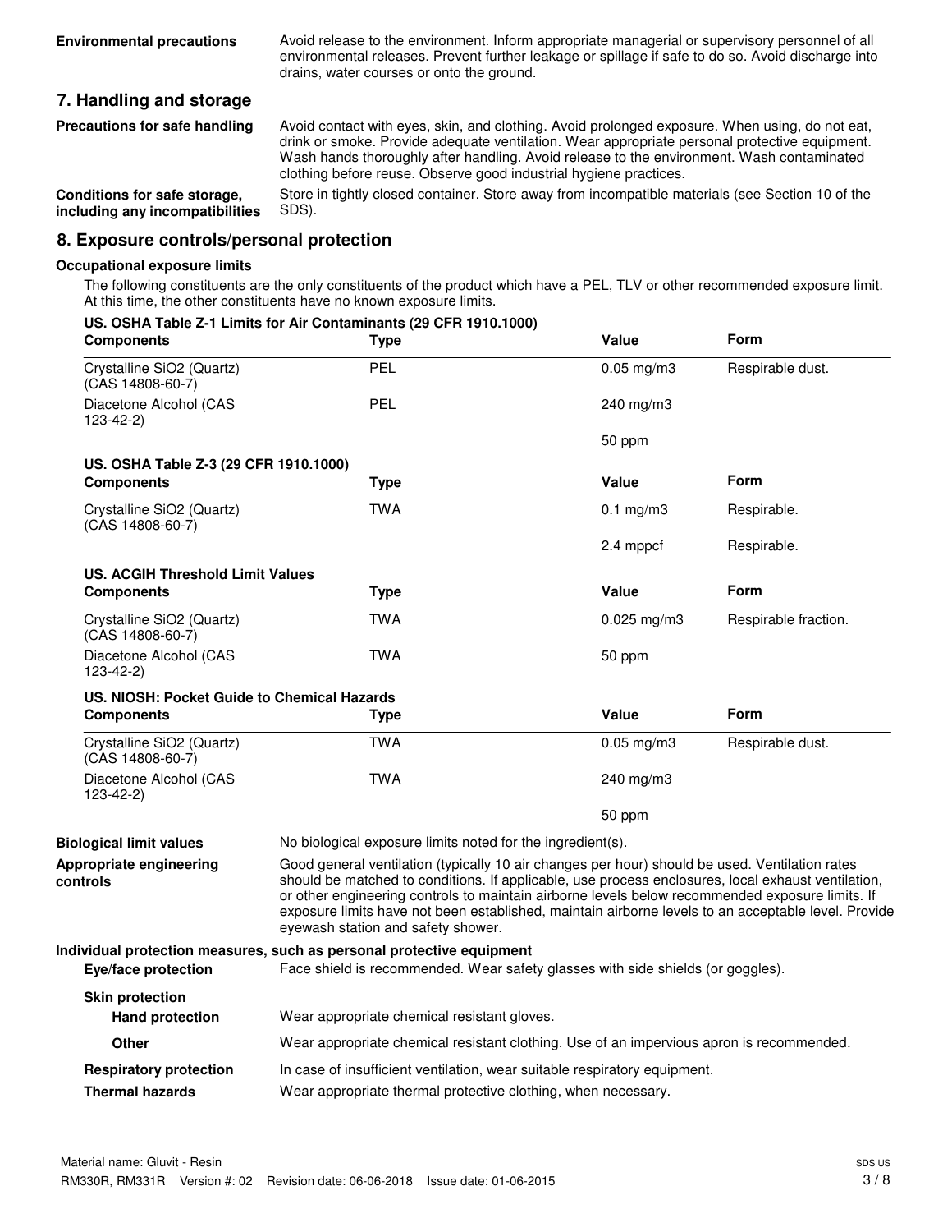**Environmental precautions** Avoid release to the environment. Inform appropriate managerial or supervisory personnel of all environmental releases. Prevent further leakage or spillage if safe to do so. Avoid discharge into drains, water courses or onto the ground.

## 7. Handling and storage

**Precautions for safe handling** Avoid contact with eyes, skin, and clothing. Avoid prolonged exposure. When using, do not eat, drink or smoke. Provide adequate ventilation. Wear appropriate personal protective equipment. Wash hands thoroughly after handling. Avoid release to the environment. Wash contaminated clothing before reuse. Observe good industrial hygiene practices.

**Conditions for safe storage, including any incompatibilities** Store in tightly closed container. Store away from incompatible materials (see Section 10 of the SDS).

## 8. Exposure controls/personal protection

**Occupational exposure limits**

The following constituents are the only constituents of the product which have a PEL, TLV or other recommended exposure limit. At this time, the other constituents have no known exposure limits.

**US. OSHA Table Z-1 Limits for Air Contaminants (29 CFR 1910.1000)**

| Components | Type | Value | Form |
|---|---|---|---|
| Crystalline $SiO_2$ (Quartz) (CAS 14808-60-7) | PEL | 0.05 mg/m3 | Respirable dust. |
| Diacetone Alcohol (CAS 123-42-2) | PEL | 240 mg/m3 | |
| | | 50 ppm | |

**US. OSHA Table Z-3 (29 CFR 1910.1000)**

| Components | Type | Value | Form |
|---|---|---|---|
| Crystalline $SiO_2$ (Quartz) (CAS 14808-60-7) | TWA | 0.1 mg/m3 | Respirable. |
| | | 2.4 mppcf | Respirable. |

**US. ACGIH Threshold Limit Values**

| Components | Type | Value | Form |
|---|---|---|---|
| Crystalline $SiO_2$ (Quartz) (CAS 14808-60-7) | TWA | 0.025 mg/m3 | Respirable fraction. |
| Diacetone Alcohol (CAS 123-42-2) | TWA | 50 ppm | |

**US. NIOSH: Pocket Guide to Chemical Hazards**

| Components | Type | Value | Form |
|---|---|---|---|
| Crystalline $SiO_2$ (Quartz) (CAS 14808-60-7) | TWA | 0.05 mg/m3 | Respirable dust. |
| Diacetone Alcohol (CAS 123-42-2) | TWA | 240 mg/m3 | |
| | | 50 ppm | |

**Biological limit values** No biological exposure limits noted for the ingredient(s).

**Appropriate engineering controls** Good general ventilation (typically 10 air changes per hour) should be used. Ventilation rates should be matched to conditions. If applicable, use process enclosures, local exhaust ventilation, or other engineering controls to maintain airborne levels below recommended exposure limits. If exposure limits have not been established, maintain airborne levels to an acceptable level. Provide eyewash station and safety shower.

**Individual protection measures, such as personal protective equipment**

**Eye/face protection** Face shield is recommended. Wear safety glasses with side shields (or goggles).

**Skin protection**

**Hand protection** Wear appropriate chemical resistant gloves.

**Other** Wear appropriate chemical resistant clothing. Use of an impervious apron is recommended.

**Respiratory protection** In case of insufficient ventilation, wear suitable respiratory equipment.

**Thermal hazards** Wear appropriate thermal protective clothing, when necessary.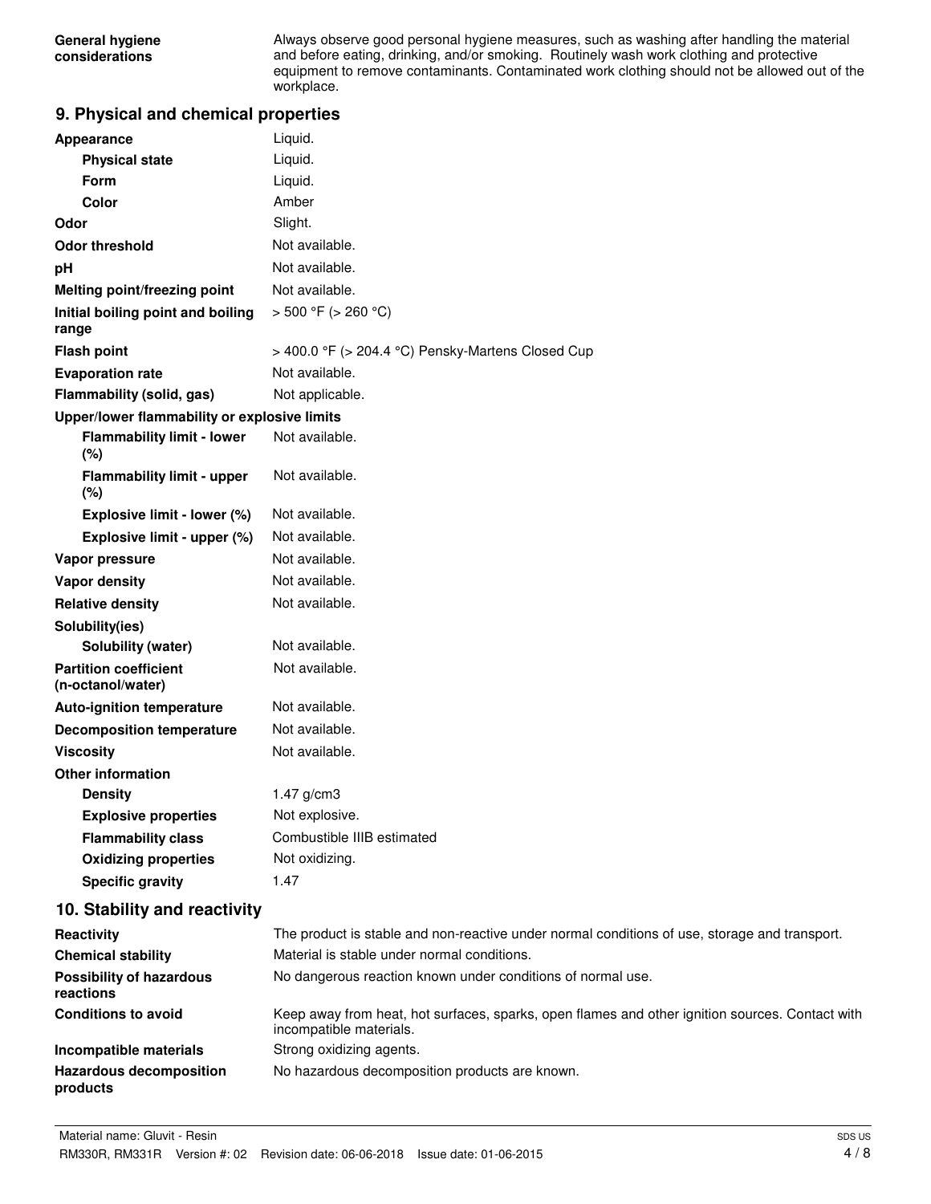| | |
|---|---|
| **General hygiene considerations** | Always observe good personal hygiene measures, such as washing after handling the material and before eating, drinking, and/or smoking. Routinely wash work clothing and protective equipment to remove contaminants. Contaminated work clothing should not be allowed out of the workplace. |

## 9. Physical and chemical properties

| | |
|---|---|
| **Appearance** | Liquid. |
| **Physical state** | Liquid. |
| **Form** | Liquid. |
| **Color** | Amber |
| **Odor** | Slight. |
| **Odor threshold** | Not available. |
| **pH** | Not available. |
| **Melting point/freezing point** | Not available. |
| **Initial boiling point and boiling range** | > 500 °F (> 260 °C) |
| **Flash point** | > 400.0 °F (> 204.4 °C) Pensky-Martens Closed Cup |
| **Evaporation rate** | Not available. |
| **Flammability (solid, gas)** | Not applicable. |
| **Upper/lower flammability or explosive limits** | |
| **Flammability limit - lower (%)** | Not available. |
| **Flammability limit - upper (%)** | Not available. |
| **Explosive limit - lower (%)** | Not available. |
| **Explosive limit - upper (%)** | Not available. |
| **Vapor pressure** | Not available. |
| **Vapor density** | Not available. |
| **Relative density** | Not available. |
| **Solubility(ies)** | |
| **Solubility (water)** | Not available. |
| **Partition coefficient (n-octanol/water)** | Not available. |
| **Auto-ignition temperature** | Not available. |
| **Decomposition temperature** | Not available. |
| **Viscosity** | Not available. |
| **Other information** | |
| **Density** | 1.47 g/cm3 |
| **Explosive properties** | Not explosive. |
| **Flammability class** | Combustible IIIB estimated |
| **Oxidizing properties** | Not oxidizing. |
| **Specific gravity** | 1.47 |

## 10. Stability and reactivity

| | |
|---|---|
| **Reactivity** | The product is stable and non-reactive under normal conditions of use, storage and transport. |
| **Chemical stability** | Material is stable under normal conditions. |
| **Possibility of hazardous reactions** | No dangerous reaction known under conditions of normal use. |
| **Conditions to avoid** | Keep away from heat, hot surfaces, sparks, open flames and other ignition sources. Contact with incompatible materials. |
| **Incompatible materials** | Strong oxidizing agents. |
| **Hazardous decomposition products** | No hazardous decomposition products are known. |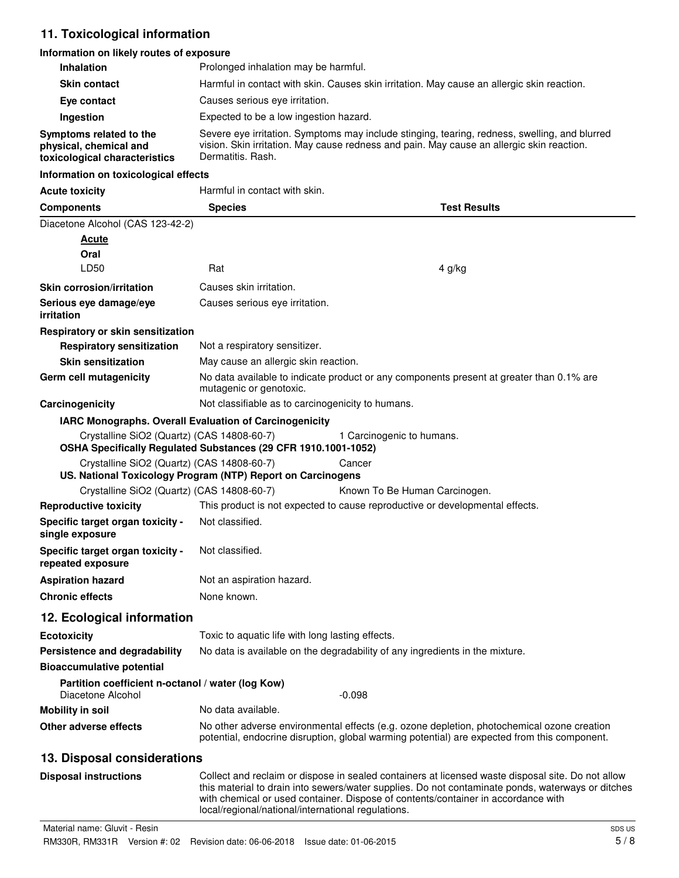## 11. Toxicological information

**Information on likely routes of exposure**

| | |
|---|---|
| **Inhalation** | Prolonged inhalation may be harmful. |
| **Skin contact** | Harmful in contact with skin. Causes skin irritation. May cause an allergic skin reaction. |
| **Eye contact** | Causes serious eye irritation. |
| **Ingestion** | Expected to be a low ingestion hazard. |
| **Symptoms related to the physical, chemical and toxicological characteristics** | Severe eye irritation. Symptoms may include stinging, tearing, redness, swelling, and blurred vision. Skin irritation. May cause redness and pain. May cause an allergic skin reaction. Dermatitis. Rash. |

**Information on toxicological effects**

**Acute toxicity** Harmful in contact with skin.

| Components | Species | Test Results |
|---|---|---|
| Diacetone Alcohol (CAS 123-42-2) | | |
| ***Acute*** | | |
| **Oral** | | |
| LD50 | Rat | 4 g/kg |

| | |
|---|---|
| **Skin corrosion/irritation** | Causes skin irritation. |
| **Serious eye damage/eye irritation** | Causes serious eye irritation. |
| **Respiratory or skin sensitization** | |
| **Respiratory sensitization** | Not a respiratory sensitizer. |
| **Skin sensitization** | May cause an allergic skin reaction. |
| **Germ cell mutagenicity** | No data available to indicate product or any components present at greater than 0.1% are mutagenic or genotoxic. |
| **Carcinogenicity** | Not classifiable as to carcinogenicity to humans. |

**IARC Monographs. Overall Evaluation of Carcinogenicity**

| | |
|---|---|
| Crystalline $SiO_2$ (Quartz) (CAS 14808-60-7) | 1 Carcinogenic to humans. |

**OSHA Specifically Regulated Substances (29 CFR 1910.1001-1052)**

| | |
|---|---|
| Crystalline $SiO_2$ (Quartz) (CAS 14808-60-7) | Cancer |

**US. National Toxicology Program (NTP) Report on Carcinogens**

| | |
|---|---|
| Crystalline $SiO_2$ (Quartz) (CAS 14808-60-7) | Known To Be Human Carcinogen. |

| | |
|---|---|
| **Reproductive toxicity** | This product is not expected to cause reproductive or developmental effects. |
| **Specific target organ toxicity - single exposure** | Not classified. |
| **Specific target organ toxicity - repeated exposure** | Not classified. |
| **Aspiration hazard** | Not an aspiration hazard. |
| **Chronic effects** | None known. |

## 12. Ecological information

| | |
|---|---|
| **Ecotoxicity** | Toxic to aquatic life with long lasting effects. |
| **Persistence and degradability** | No data is available on the degradability of any ingredients in the mixture. |
| **Bioaccumulative potential** | |

**Partition coefficient n-octanol / water (log Kow)**

| | |
|---|---|
| Diacetone Alcohol | -0.098 |

| | |
|---|---|
| **Mobility in soil** | No data available. |
| **Other adverse effects** | No other adverse environmental effects (e.g. ozone depletion, photochemical ozone creation potential, endocrine disruption, global warming potential) are expected from this component. |

## 13. Disposal considerations

**Disposal instructions** Collect and reclaim or dispose in sealed containers at licensed waste disposal site. Do not allow this material to drain into sewers/water supplies. Do not contaminate ponds, waterways or ditches with chemical or used container. Dispose of contents/container in accordance with local/regional/national/international regulations.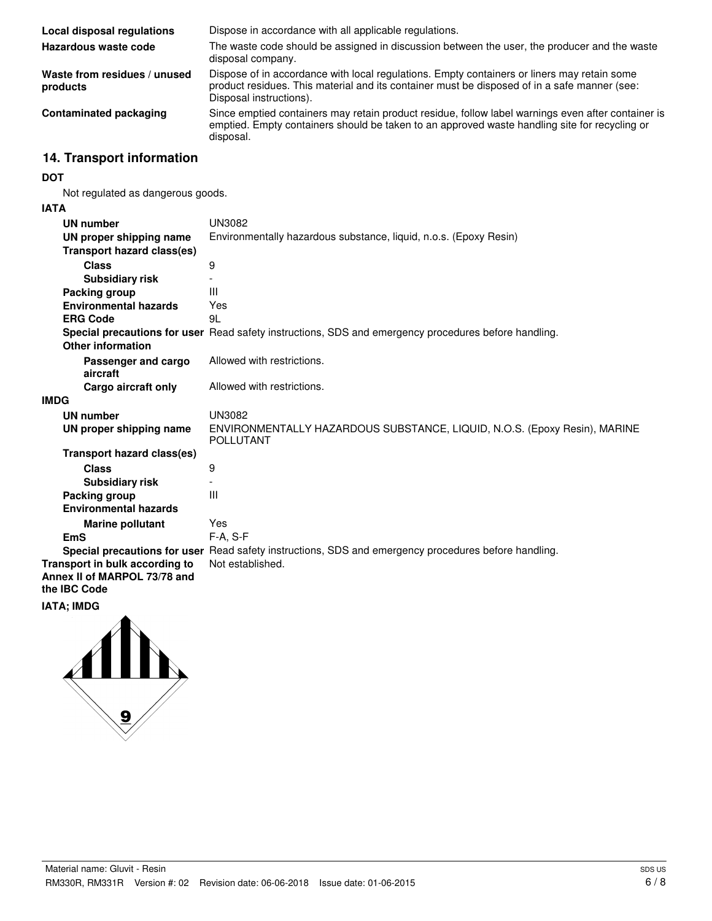| | |
|---|---|
| **Local disposal regulations** | Dispose in accordance with all applicable regulations. |
| **Hazardous waste code** | The waste code should be assigned in discussion between the user, the producer and the waste disposal company. |
| **Waste from residues / unused products** | Dispose of in accordance with local regulations. Empty containers or liners may retain some product residues. This material and its container must be disposed of in a safe manner (see: Disposal instructions). |
| **Contaminated packaging** | Since emptied containers may retain product residue, follow label warnings even after container is emptied. Empty containers should be taken to an approved waste handling site for recycling or disposal. |

## 14. Transport information

**DOT**

Not regulated as dangerous goods.

**IATA**

| | |
|---|---|
| **UN number** | UN3082 |
| **UN proper shipping name** | Environmentally hazardous substance, liquid, n.o.s. (Epoxy Resin) |
| **Transport hazard class(es)** | |
| **Class** | 9 |
| **Subsidiary risk** | - |
| **Packing group** | III |
| **Environmental hazards** | Yes |
| **ERG Code** | 9L |
| **Special precautions for user** | Read safety instructions, SDS and emergency procedures before handling. |
| **Other information** | |
| **Passenger and cargo aircraft** | Allowed with restrictions. |
| **Cargo aircraft only** | Allowed with restrictions. |

**IMDG**

| | |
|---|---|
| **UN number** | UN3082 |
| **UN proper shipping name** | ENVIRONMENTALLY HAZARDOUS SUBSTANCE, LIQUID, N.O.S. (Epoxy Resin), MARINE POLLUTANT |
| **Transport hazard class(es)** | |
| **Class** | 9 |
| **Subsidiary risk** | - |
| **Packing group** | III |
| **Environmental hazards** | |
| **Marine pollutant** | Yes |
| **EmS** | F-A, S-F |
| **Special precautions for user** | Read safety instructions, SDS and emergency procedures before handling. |
| **Transport in bulk according to Annex II of MARPOL 73/78 and the IBC Code** | Not established. |

**IATA; IMDG**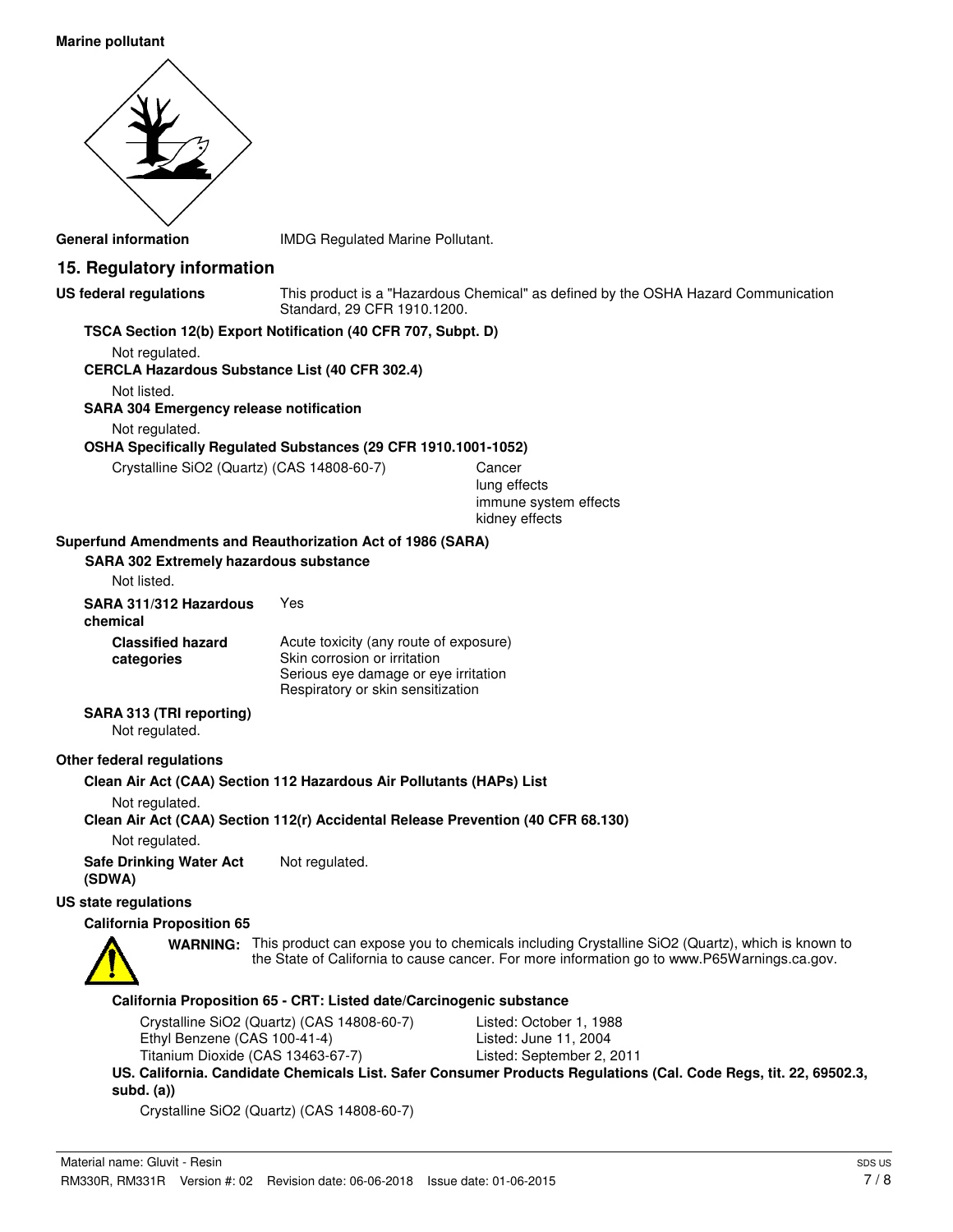**Marine pollutant**

**General information** IMDG Regulated Marine Pollutant.

## 15. Regulatory information

**US federal regulations** This product is a "Hazardous Chemical" as defined by the OSHA Hazard Communication Standard, 29 CFR 1910.1200.

**TSCA Section 12(b) Export Notification (40 CFR 707, Subpt. D)**

Not regulated.

**CERCLA Hazardous Substance List (40 CFR 302.4)**

Not listed.

**SARA 304 Emergency release notification**

Not regulated.

**OSHA Specifically Regulated Substances (29 CFR 1910.1001-1052)**

| | |
|---|---|
| Crystalline SiO2 (Quartz) (CAS 14808-60-7) | Cancer<br>lung effects<br>immune system effects<br>kidney effects |

**Superfund Amendments and Reauthorization Act of 1986 (SARA)**

**SARA 302 Extremely hazardous substance**

Not listed.

**SARA 311/312 Hazardous chemical** Yes

**Classified hazard categories**
Acute toxicity (any route of exposure)
Skin corrosion or irritation
Serious eye damage or eye irritation
Respiratory or skin sensitization

**SARA 313 (TRI reporting)**

Not regulated.

**Other federal regulations**

**Clean Air Act (CAA) Section 112 Hazardous Air Pollutants (HAPs) List**

Not regulated.

**Clean Air Act (CAA) Section 112(r) Accidental Release Prevention (40 CFR 68.130)**

Not regulated.

**Safe Drinking Water Act (SDWA)** Not regulated.

**US state regulations**

**California Proposition 65**

**WARNING:** This product can expose you to chemicals including Crystalline SiO2 (Quartz), which is known to the State of California to cause cancer. For more information go to www.P65Warnings.ca.gov.

**California Proposition 65 - CRT: Listed date/Carcinogenic substance**

| | |
|---|---|
| Crystalline SiO2 (Quartz) (CAS 14808-60-7) | Listed: October 1, 1988 |
| Ethyl Benzene (CAS 100-41-4) | Listed: June 11, 2004 |
| Titanium Dioxide (CAS 13463-67-7) | Listed: September 2, 2011 |

**US. California. Candidate Chemicals List. Safer Consumer Products Regulations (Cal. Code Regs, tit. 22, 69502.3, subd. (a))**

Crystalline SiO2 (Quartz) (CAS 14808-60-7)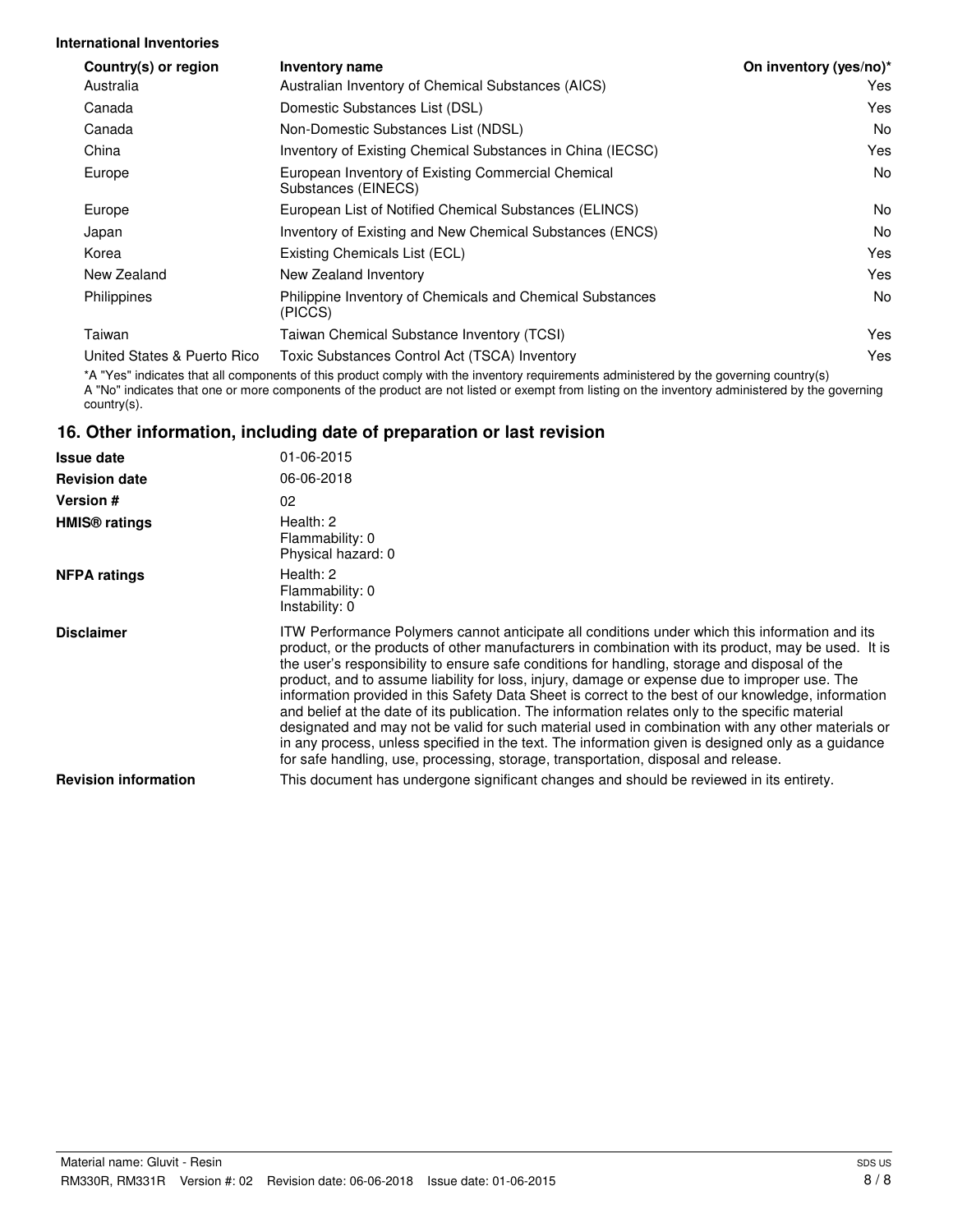**International Inventories**

| Country(s) or region | Inventory name | On inventory (yes/no)* |
| --- | --- | --- |
| Australia | Australian Inventory of Chemical Substances (AICS) | Yes |
| Canada | Domestic Substances List (DSL) | Yes |
| Canada | Non-Domestic Substances List (NDSL) | No |
| China | Inventory of Existing Chemical Substances in China (IECSC) | Yes |
| Europe | European Inventory of Existing Commercial Chemical Substances (EINECS) | No |
| Europe | European List of Notified Chemical Substances (ELINCS) | No |
| Japan | Inventory of Existing and New Chemical Substances (ENCS) | No |
| Korea | Existing Chemicals List (ECL) | Yes |
| New Zealand | New Zealand Inventory | Yes |
| Philippines | Philippine Inventory of Chemicals and Chemical Substances (PICCS) | No |
| Taiwan | Taiwan Chemical Substance Inventory (TCSI) | Yes |
| United States & Puerto Rico | Toxic Substances Control Act (TSCA) Inventory | Yes |

*A "Yes" indicates that all components of this product comply with the inventory requirements administered by the governing country(s)
A "No" indicates that one or more components of the product are not listed or exempt from listing on the inventory administered by the governing country(s).

## 16. Other information, including date of preparation or last revision

**Issue date** 01-06-2015

**Revision date** 06-06-2018

**Version #** 02

**HMIS® ratings**
Health: 2
Flammability: 0
Physical hazard: 0

**NFPA ratings**
Health: 2
Flammability: 0
Instability: 0

**Disclaimer**
ITW Performance Polymers cannot anticipate all conditions under which this information and its product, or the products of other manufacturers in combination with its product, may be used. It is the user's responsibility to ensure safe conditions for handling, storage and disposal of the product, and to assume liability for loss, injury, damage or expense due to improper use. The information provided in this Safety Data Sheet is correct to the best of our knowledge, information and belief at the date of its publication. The information relates only to the specific material designated and may not be valid for such material used in combination with any other materials or in any process, unless specified in the text. The information given is designed only as a guidance for safe handling, use, processing, storage, transportation, disposal and release.

**Revision information**
This document has undergone significant changes and should be reviewed in its entirety.